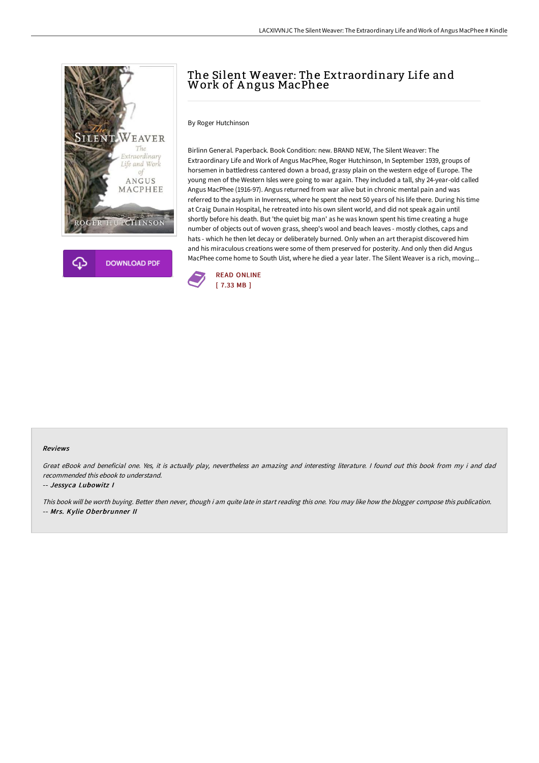# The Silent Weaver: The Extraordinary Life and Work of Angus MacPhee

By Roger Hutchinson

Birlinn General. Paperback. Book Condition: new. BRAND NEW, The Silent Weaver: The Extraordinary Life and Work of Angus MacPhee, Roger Hutchinson, In September 1939, groups of horsemen in battledress cantered down a broad, grassy plain on the western edge of Europe. The young men of the Western Isles were going to war again. They included a tall, shy 24-year-old called Angus MacPhee (1916-97). Angus returned from war alive but in chronic mental pain and was referred to the asylum in Inverness, where he spent the next 50 years of his life there. During his time at Craig Dunain Hospital, he retreated into his own silent world, and did not speak again until shortly before his death. But 'the quiet big man' as he was known spent his time creating a huge number of objects out of woven grass, sheep's wool and beach leaves - mostly clothes, caps and hats - which he then let decay or deliberately burned. Only when an art therapist discovered him and his miraculous creations were some of them preserved for posterity. And only then did Angus MacPhee come home to South Uist, where he died a year later. The Silent Weaver is a rich, moving...

READ ONLINE
[ 7.33 MB ]

DOWNLOAD PDF

### Reviews

*Great eBook and beneficial one. Yes, it is actually play, nevertheless an amazing and interesting literature. I found out this book from my i and dad recommended this ebook to understand.*

-- ***Jessyca Lubowitz I***

*This book will be worth buying. Better then never, though i am quite late in start reading this one. You may like how the blogger compose this publication.*

-- ***Mrs. Kylie Oberbrunner II***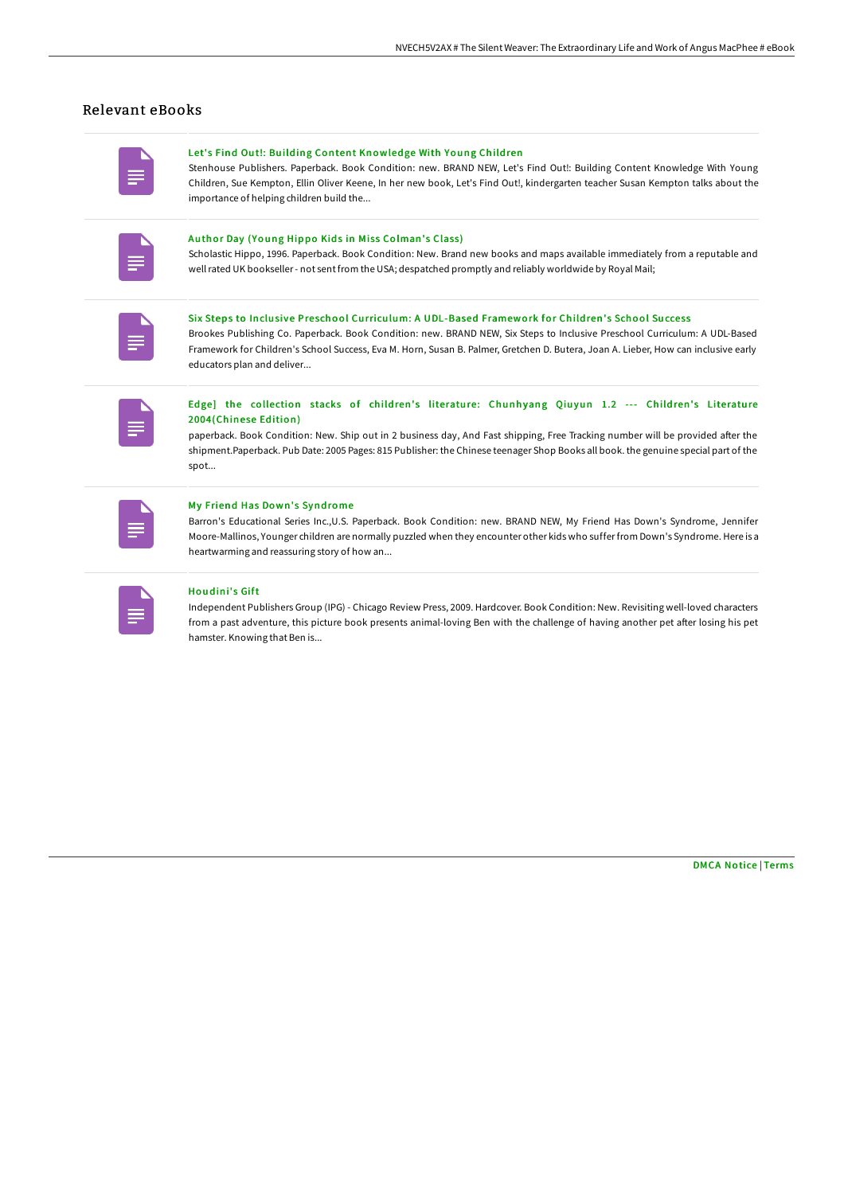## Relevant eBooks

### Let's Find Out!: Building Content Knowledge With Young Children

Stenhouse Publishers. Paperback. Book Condition: new. BRAND NEW, Let's Find Out!: Building Content Knowledge With Young Children, Sue Kempton, Ellin Oliver Keene, In her new book, Let's Find Out!, kindergarten teacher Susan Kempton talks about the importance of helping children build the...

### Author Day (Young Hippo Kids in Miss Colman's Class)

Scholastic Hippo, 1996. Paperback. Book Condition: New. Brand new books and maps available immediately from a reputable and well rated UK bookseller - not sent from the USA; despatched promptly and reliably worldwide by Royal Mail;

### Six Steps to Inclusive Preschool Curriculum: A UDL-Based Framework for Children's School Success

Brookes Publishing Co. Paperback. Book Condition: new. BRAND NEW, Six Steps to Inclusive Preschool Curriculum: A UDL-Based Framework for Children's School Success, Eva M. Horn, Susan B. Palmer, Gretchen D. Butera, Joan A. Lieber, How can inclusive early educators plan and deliver...

### Edge] the collection stacks of children's literature: Chunhyang Qiuyun 1.2 --- Children's Literature 2004(Chinese Edition)

paperback. Book Condition: New. Ship out in 2 business day, And Fast shipping, Free Tracking number will be provided after the shipment.Paperback. Pub Date: 2005 Pages: 815 Publisher: the Chinese teenager Shop Books all book. the genuine special part of the spot...

### My Friend Has Down's Syndrome

Barron's Educational Series Inc.,U.S. Paperback. Book Condition: new. BRAND NEW, My Friend Has Down's Syndrome, Jennifer Moore-Mallinos, Younger children are normally puzzled when they encounter other kids who suffer from Down's Syndrome. Here is a heartwarming and reassuring story of how an...

### Houdini's Gift

Independent Publishers Group (IPG) - Chicago Review Press, 2009. Hardcover. Book Condition: New. Revisiting well-loved characters from a past adventure, this picture book presents animal-loving Ben with the challenge of having another pet after losing his pet hamster. Knowing that Ben is...